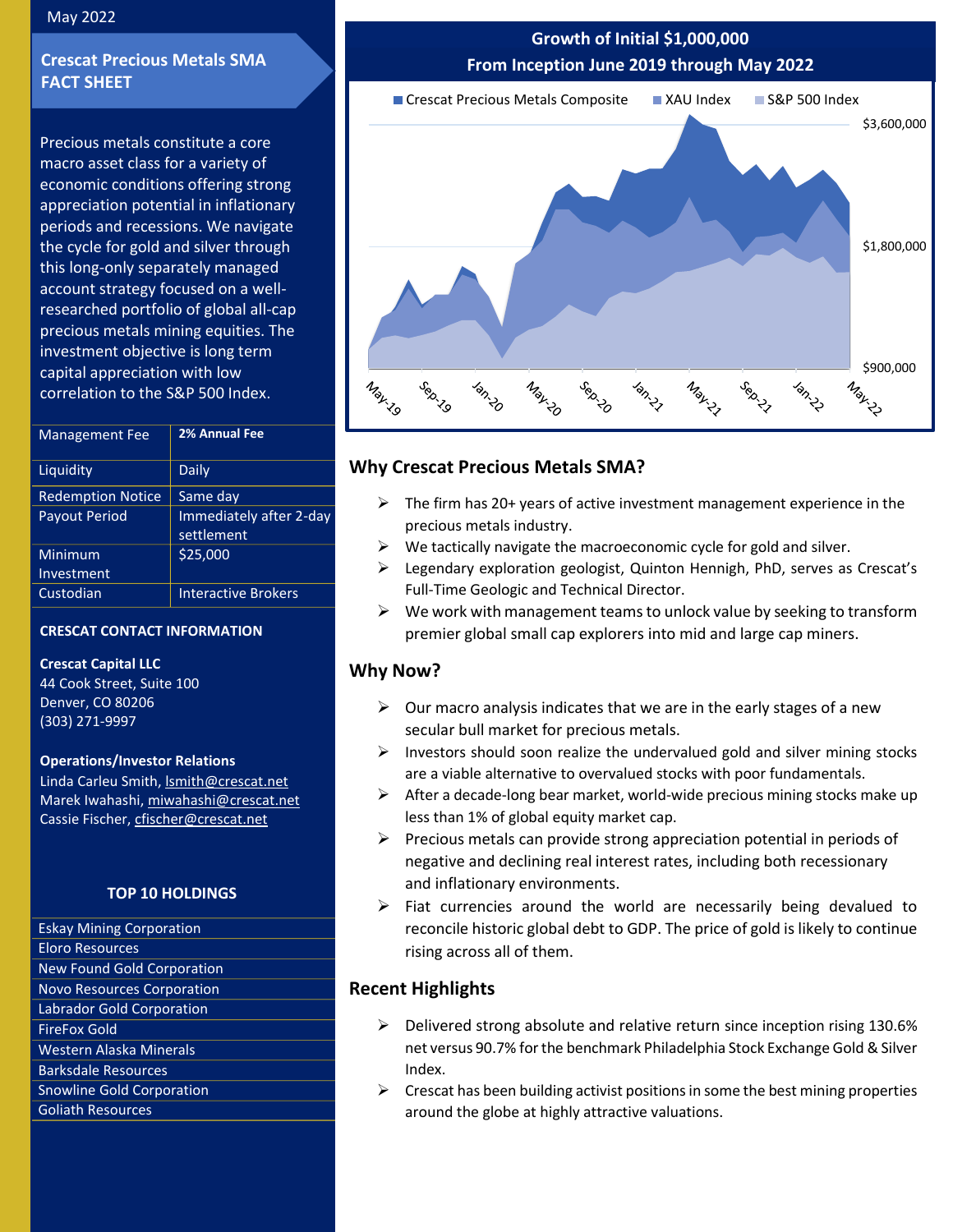May 2022

# Crescat Precious Metals SMA FACT SHEET

Precious metals constitute a core macro asset class for a variety of economic conditions offering strong appreciation potential in inflationary periods and recessions. We navigate the cycle for gold and silver through this long-only separately managed account strategy focused on a well-researched portfolio of global all-cap precious metals mining equities. The investment objective is long term capital appreciation with low correlation to the S&P 500 Index.

| | |
|---|---|
| Management Fee | **2% Annual Fee** |
| Liquidity | Daily |
| Redemption Notice | Same day |
| Payout Period | Immediately after 2-day settlement |
| Minimum Investment | $25,000 |
| Custodian | Interactive Brokers |

**CRESCAT CONTACT INFORMATION**

**Crescat Capital LLC**
44 Cook Street, Suite 100
Denver, CO 80206
(303) 271-9997

**Operations/Investor Relations**
Linda Carleu Smith, lsmith@crescat.net
Marek Iwahashi, miwahashi@crescat.net
Cassie Fischer, cfischer@crescat.net

**TOP 10 HOLDINGS**

| |
|---|
| Eskay Mining Corporation |
| Eloro Resources |
| New Found Gold Corporation |
| Novo Resources Corporation |
| Labrador Gold Corporation |
| FireFox Gold |
| Western Alaska Minerals |
| Barksdale Resources |
| Snowline Gold Corporation |
| Goliath Resources |

**Growth of Initial $1,000,000**
**From Inception June 2019 through May 2022**

Crescat Precious Metals Composite | XAU Index | S&P 500 Index

$3,600,000 | $1,800,000 | $900,000

May-19, Sep-19, Jan-20, May-20, Sep-20, Jan-21, May-21, Sep-21, Jan-22, May-22

## Why Crescat Precious Metals SMA?

- The firm has 20+ years of active investment management experience in the precious metals industry.
- We tactically navigate the macroeconomic cycle for gold and silver.
- Legendary exploration geologist, Quinton Hennigh, PhD, serves as Crescat's Full-Time Geologic and Technical Director.
- We work with management teams to unlock value by seeking to transform premier global small cap explorers into mid and large cap miners.

## Why Now?

- Our macro analysis indicates that we are in the early stages of a new secular bull market for precious metals.
- Investors should soon realize the undervalued gold and silver mining stocks are a viable alternative to overvalued stocks with poor fundamentals.
- After a decade-long bear market, world-wide precious mining stocks make up less than 1% of global equity market cap.
- Precious metals can provide strong appreciation potential in periods of negative and declining real interest rates, including both recessionary and inflationary environments.
- Fiat currencies around the world are necessarily being devalued to reconcile historic global debt to GDP. The price of gold is likely to continue rising across all of them.

## Recent Highlights

- Delivered strong absolute and relative return since inception rising 130.6% net versus 90.7% for the benchmark Philadelphia Stock Exchange Gold & Silver Index.
- Crescat has been building activist positions in some the best mining properties around the globe at highly attractive valuations.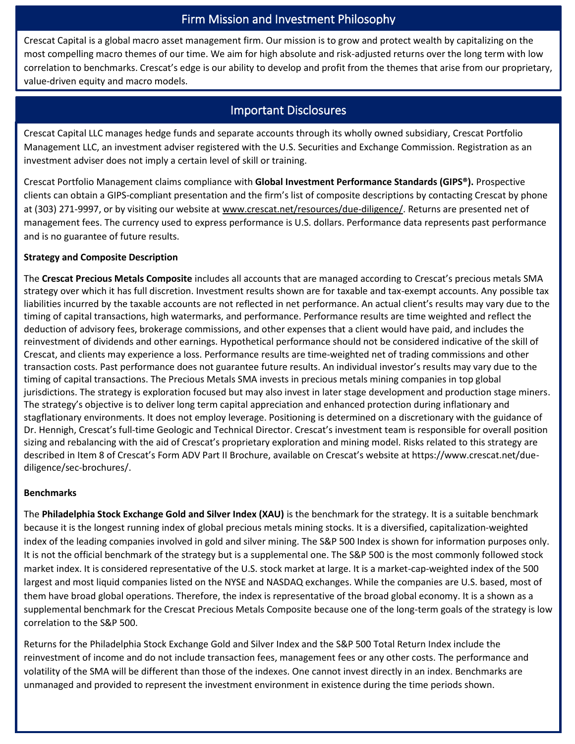## Firm Mission and Investment Philosophy

Crescat Capital is a global macro asset management firm. Our mission is to grow and protect wealth by capitalizing on the most compelling macro themes of our time. We aim for high absolute and risk-adjusted returns over the long term with low correlation to benchmarks. Crescat's edge is our ability to develop and profit from the themes that arise from our proprietary, value-driven equity and macro models.

## Important Disclosures

Crescat Capital LLC manages hedge funds and separate accounts through its wholly owned subsidiary, Crescat Portfolio Management LLC, an investment adviser registered with the U.S. Securities and Exchange Commission. Registration as an investment adviser does not imply a certain level of skill or training.

Crescat Portfolio Management claims compliance with **Global Investment Performance Standards (GIPS®).** Prospective clients can obtain a GIPS-compliant presentation and the firm's list of composite descriptions by contacting Crescat by phone at (303) 271-9997, or by visiting our website at www.crescat.net/resources/due-diligence/. Returns are presented net of management fees. The currency used to express performance is U.S. dollars. Performance data represents past performance and is no guarantee of future results.

**Strategy and Composite Description**

The **Crescat Precious Metals Composite** includes all accounts that are managed according to Crescat's precious metals SMA strategy over which it has full discretion. Investment results shown are for taxable and tax-exempt accounts. Any possible tax liabilities incurred by the taxable accounts are not reflected in net performance. An actual client's results may vary due to the timing of capital transactions, high watermarks, and performance. Performance results are time weighted and reflect the deduction of advisory fees, brokerage commissions, and other expenses that a client would have paid, and includes the reinvestment of dividends and other earnings. Hypothetical performance should not be considered indicative of the skill of Crescat, and clients may experience a loss. Performance results are time-weighted net of trading commissions and other transaction costs. Past performance does not guarantee future results. An individual investor's results may vary due to the timing of capital transactions. The Precious Metals SMA invests in precious metals mining companies in top global jurisdictions. The strategy is exploration focused but may also invest in later stage development and production stage miners. The strategy's objective is to deliver long term capital appreciation and enhanced protection during inflationary and stagflationary environments. It does not employ leverage. Positioning is determined on a discretionary with the guidance of Dr. Hennigh, Crescat's full-time Geologic and Technical Director. Crescat's investment team is responsible for overall position sizing and rebalancing with the aid of Crescat's proprietary exploration and mining model. Risks related to this strategy are described in Item 8 of Crescat's Form ADV Part II Brochure, available on Crescat's website at https://www.crescat.net/due-diligence/sec-brochures/.

**Benchmarks**

The **Philadelphia Stock Exchange Gold and Silver Index (XAU)** is the benchmark for the strategy. It is a suitable benchmark because it is the longest running index of global precious metals mining stocks. It is a diversified, capitalization-weighted index of the leading companies involved in gold and silver mining. The S&P 500 Index is shown for information purposes only. It is not the official benchmark of the strategy but is a supplemental one. The S&P 500 is the most commonly followed stock market index. It is considered representative of the U.S. stock market at large. It is a market-cap-weighted index of the 500 largest and most liquid companies listed on the NYSE and NASDAQ exchanges. While the companies are U.S. based, most of them have broad global operations. Therefore, the index is representative of the broad global economy. It is a shown as a supplemental benchmark for the Crescat Precious Metals Composite because one of the long-term goals of the strategy is low correlation to the S&P 500.

Returns for the Philadelphia Stock Exchange Gold and Silver Index and the S&P 500 Total Return Index include the reinvestment of income and do not include transaction fees, management fees or any other costs. The performance and volatility of the SMA will be different than those of the indexes. One cannot invest directly in an index. Benchmarks are unmanaged and provided to represent the investment environment in existence during the time periods shown.